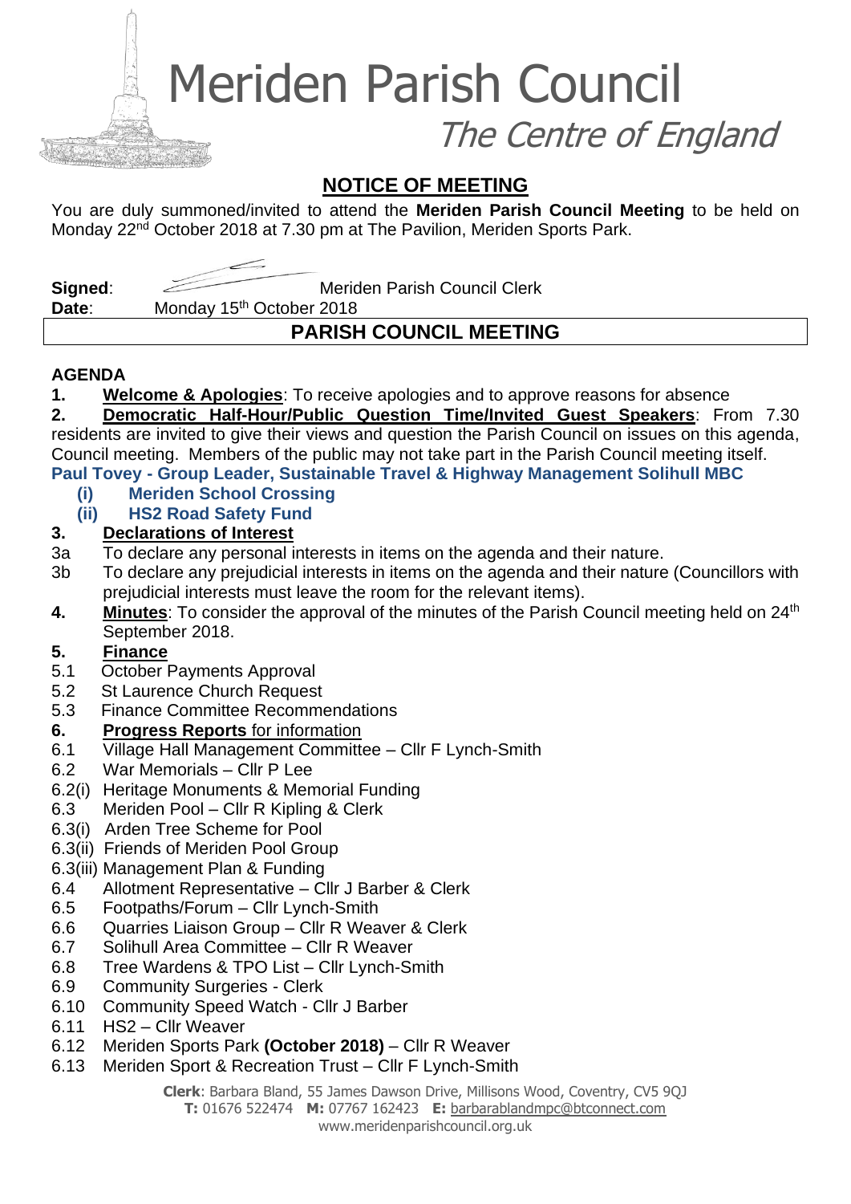# Meriden Parish Council

*The Centre of England*

## NOTICE OF MEETING

You are duly summoned/invited to attend the **Meriden Parish Council Meeting** to be held on Monday 22nd October 2018 at 7.30 pm at The Pavilion, Meriden Sports Park.

**Signed**: Meriden Parish Council Clerk
**Date**: Monday 15th October 2018

## PARISH COUNCIL MEETING

**AGENDA**

**1. Welcome & Apologies**: To receive apologies and to approve reasons for absence

**2. Democratic Half-Hour/Public Question Time/Invited Guest Speakers**: From 7.30 residents are invited to give their views and question the Parish Council on issues on this agenda, Council meeting. Members of the public may not take part in the Parish Council meeting itself.

**Paul Tovey - Group Leader, Sustainable Travel & Highway Management Solihull MBC**

- **(i) Meriden School Crossing**
- **(ii) HS2 Road Safety Fund**

**3. Declarations of Interest**

3a To declare any personal interests in items on the agenda and their nature.

3b To declare any prejudicial interests in items on the agenda and their nature (Councillors with prejudicial interests must leave the room for the relevant items).

**4. Minutes**: To consider the approval of the minutes of the Parish Council meeting held on 24th September 2018.

**5. Finance**

5.1 October Payments Approval
5.2 St Laurence Church Request
5.3 Finance Committee Recommendations

**6. Progress Reports** for information

6.1 Village Hall Management Committee – Cllr F Lynch-Smith
6.2 War Memorials – Cllr P Lee
6.2(i) Heritage Monuments & Memorial Funding
6.3 Meriden Pool – Cllr R Kipling & Clerk
6.3(i) Arden Tree Scheme for Pool
6.3(ii) Friends of Meriden Pool Group
6.3(iii) Management Plan & Funding
6.4 Allotment Representative – Cllr J Barber & Clerk
6.5 Footpaths/Forum – Cllr Lynch-Smith
6.6 Quarries Liaison Group – Cllr R Weaver & Clerk
6.7 Solihull Area Committee – Cllr R Weaver
6.8 Tree Wardens & TPO List – Cllr Lynch-Smith
6.9 Community Surgeries - Clerk
6.10 Community Speed Watch - Cllr J Barber
6.11 HS2 – Cllr Weaver
6.12 Meriden Sports Park **(October 2018)** – Cllr R Weaver
6.13 Meriden Sport & Recreation Trust – Cllr F Lynch-Smith

**Clerk**: Barbara Bland, 55 James Dawson Drive, Millisons Wood, Coventry, CV5 9QJ
**T:** 01676 522474 **M:** 07767 162423 **E:** barbarablandmpc@btconnect.com
www.meridenparishcouncil.org.uk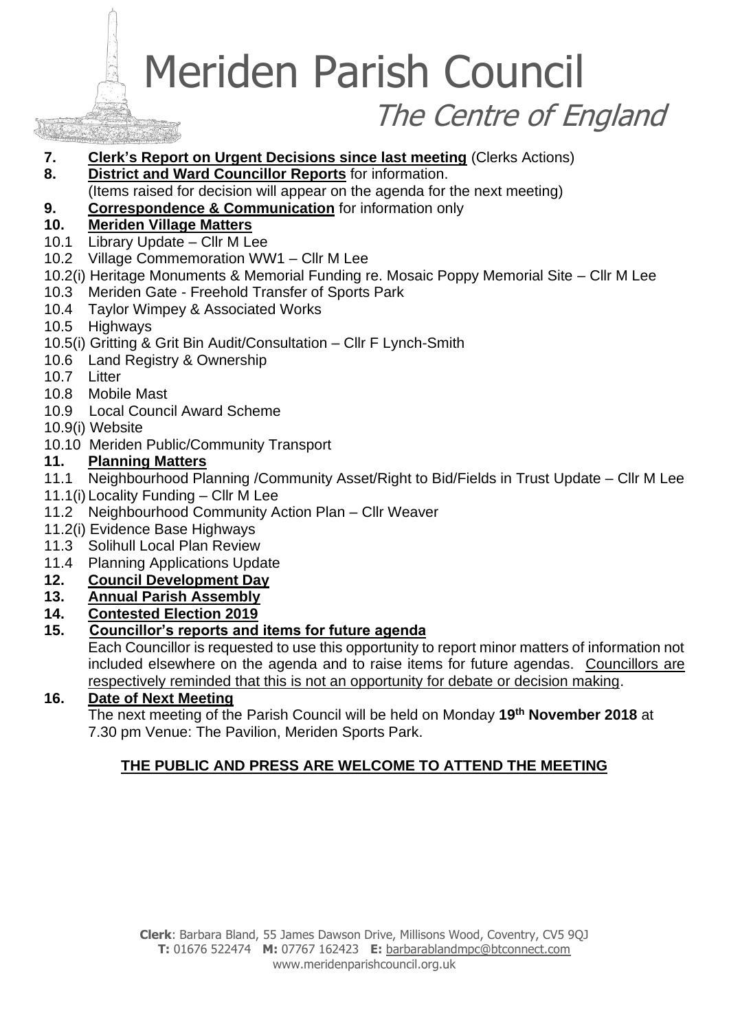# Meriden Parish Council

*The Centre of England*

**7. Clerk's Report on Urgent Decisions since last meeting** (Clerks Actions)

**8. District and Ward Councillor Reports** for information.
(Items raised for decision will appear on the agenda for the next meeting)

**9. Correspondence & Communication** for information only

**10. Meriden Village Matters**

10.1 Library Update – Cllr M Lee
10.2 Village Commemoration WW1 – Cllr M Lee
10.2(i) Heritage Monuments & Memorial Funding re. Mosaic Poppy Memorial Site – Cllr M Lee
10.3 Meriden Gate - Freehold Transfer of Sports Park
10.4 Taylor Wimpey & Associated Works
10.5 Highways
10.5(i) Gritting & Grit Bin Audit/Consultation – Cllr F Lynch-Smith
10.6 Land Registry & Ownership
10.7 Litter
10.8 Mobile Mast
10.9 Local Council Award Scheme
10.9(i) Website
10.10 Meriden Public/Community Transport

**11. Planning Matters**

11.1 Neighbourhood Planning /Community Asset/Right to Bid/Fields in Trust Update – Cllr M Lee
11.1(i) Locality Funding – Cllr M Lee
11.2 Neighbourhood Community Action Plan – Cllr Weaver
11.2(i) Evidence Base Highways
11.3 Solihull Local Plan Review
11.4 Planning Applications Update

**12. Council Development Day**

**13. Annual Parish Assembly**

**14. Contested Election 2019**

**15. Councillor's reports and items for future agenda**

Each Councillor is requested to use this opportunity to report minor matters of information not included elsewhere on the agenda and to raise items for future agendas. Councillors are respectively reminded that this is not an opportunity for debate or decision making.

**16. Date of Next Meeting**

The next meeting of the Parish Council will be held on Monday **19th November 2018** at 7.30 pm Venue: The Pavilion, Meriden Sports Park.

**THE PUBLIC AND PRESS ARE WELCOME TO ATTEND THE MEETING**

**Clerk**: Barbara Bland, 55 James Dawson Drive, Millisons Wood, Coventry, CV5 9QJ
**T:** 01676 522474 **M:** 07767 162423 **E:** barbarablandmpc@btconnect.com
www.meridenparishcouncil.org.uk